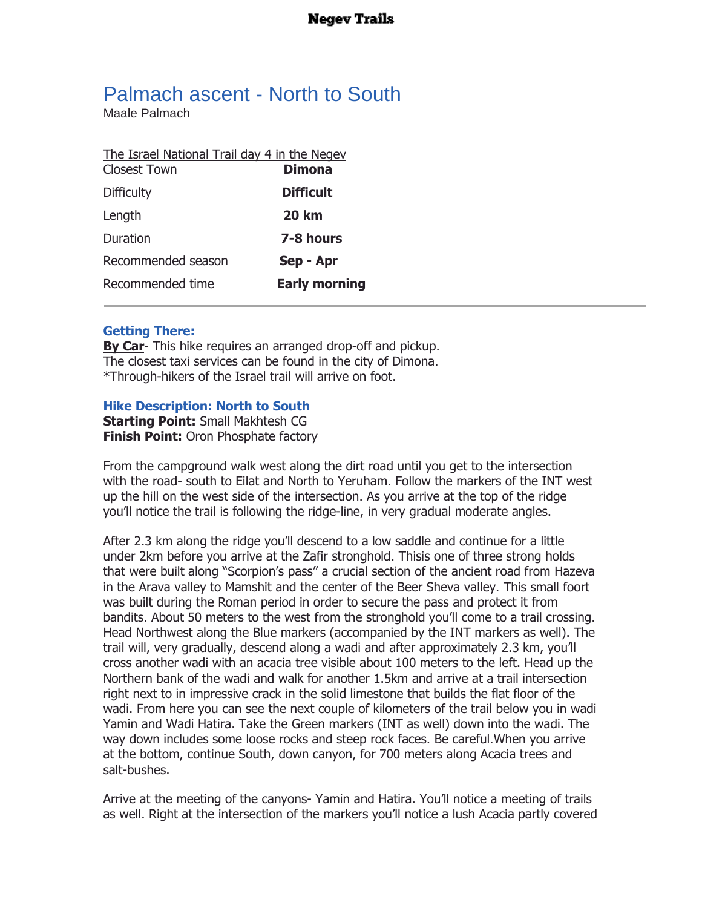# Palmach ascent - North to South

Maale Palmach

The Israel National Trail day 4 in the Negev

| | |
|---|---|
| Closest Town | **Dimona** |
| Difficulty | **Difficult** |
| Length | **20 km** |
| Duration | **7-8 hours** |
| Recommended season | **Sep - Apr** |
| Recommended time | **Early morning** |

---

### Getting There:

**By Car**- This hike requires an arranged drop-off and pickup.
The closest taxi services can be found in the city of Dimona.
*Through-hikers of the Israel trail will arrive on foot.

### Hike Description: North to South

**Starting Point:** Small Makhtesh CG
**Finish Point:** Oron Phosphate factory

From the campground walk west along the dirt road until you get to the intersection with the road- south to Eilat and North to Yeruham. Follow the markers of the INT west up the hill on the west side of the intersection. As you arrive at the top of the ridge you'll notice the trail is following the ridge-line, in very gradual moderate angles.

After 2.3 km along the ridge you'll descend to a low saddle and continue for a little under 2km before you arrive at the Zafir stronghold. Thisis one of three strong holds that were built along "Scorpion's pass" a crucial section of the ancient road from Hazeva in the Arava valley to Mamshit and the center of the Beer Sheva valley. This small foort was built during the Roman period in order to secure the pass and protect it from bandits. About 50 meters to the west from the stronghold you'll come to a trail crossing. Head Northwest along the Blue markers (accompanied by the INT markers as well). The trail will, very gradually, descend along a wadi and after approximately 2.3 km, you'll cross another wadi with an acacia tree visible about 100 meters to the left. Head up the Northern bank of the wadi and walk for another 1.5km and arrive at a trail intersection right next to in impressive crack in the solid limestone that builds the flat floor of the wadi. From here you can see the next couple of kilometers of the trail below you in wadi Yamin and Wadi Hatira. Take the Green markers (INT as well) down into the wadi. The way down includes some loose rocks and steep rock faces. Be careful.When you arrive at the bottom, continue South, down canyon, for 700 meters along Acacia trees and salt-bushes.

Arrive at the meeting of the canyons- Yamin and Hatira. You'll notice a meeting of trails as well. Right at the intersection of the markers you'll notice a lush Acacia partly covered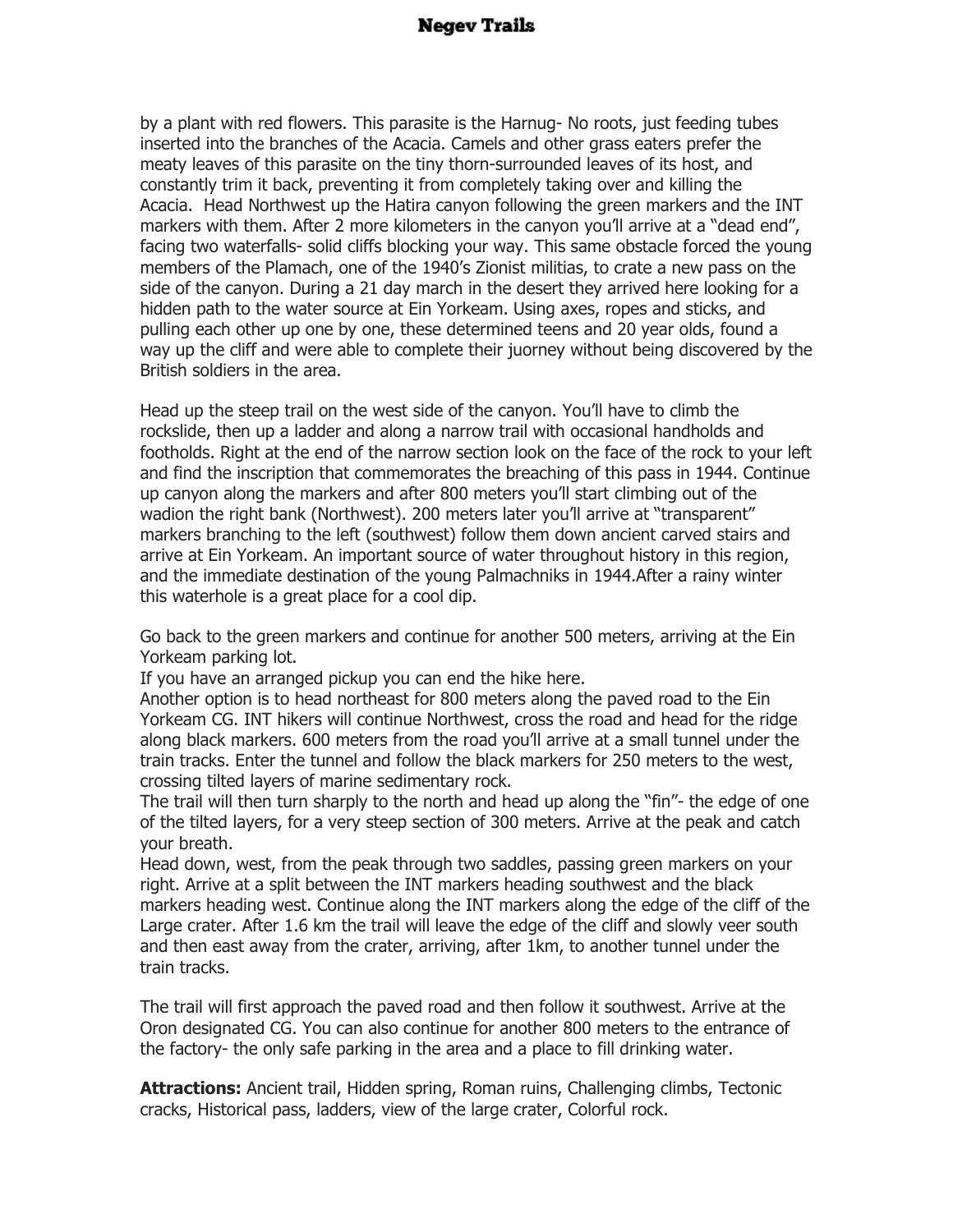by a plant with red flowers. This parasite is the Harnug- No roots, just feeding tubes inserted into the branches of the Acacia. Camels and other grass eaters prefer the meaty leaves of this parasite on the tiny thorn-surrounded leaves of its host, and constantly trim it back, preventing it from completely taking over and killing the Acacia.  Head Northwest up the Hatira canyon following the green markers and the INT markers with them. After 2 more kilometers in the canyon you'll arrive at a "dead end", facing two waterfalls- solid cliffs blocking your way. This same obstacle forced the young members of the Plamach, one of the 1940's Zionist militias, to crate a new pass on the side of the canyon. During a 21 day march in the desert they arrived here looking for a hidden path to the water source at Ein Yorkeam. Using axes, ropes and sticks, and pulling each other up one by one, these determined teens and 20 year olds, found a way up the cliff and were able to complete their juorney without being discovered by the British soldiers in the area.

Head up the steep trail on the west side of the canyon. You'll have to climb the rockslide, then up a ladder and along a narrow trail with occasional handholds and footholds. Right at the end of the narrow section look on the face of the rock to your left and find the inscription that commemorates the breaching of this pass in 1944. Continue up canyon along the markers and after 800 meters you'll start climbing out of the wadion the right bank (Northwest). 200 meters later you'll arrive at "transparent" markers branching to the left (southwest) follow them down ancient carved stairs and arrive at Ein Yorkeam. An important source of water throughout history in this region, and the immediate destination of the young Palmachniks in 1944.After a rainy winter this waterhole is a great place for a cool dip.

Go back to the green markers and continue for another 500 meters, arriving at the Ein Yorkeam parking lot.
If you have an arranged pickup you can end the hike here.
Another option is to head northeast for 800 meters along the paved road to the Ein Yorkeam CG. INT hikers will continue Northwest, cross the road and head for the ridge along black markers. 600 meters from the road you'll arrive at a small tunnel under the train tracks. Enter the tunnel and follow the black markers for 250 meters to the west, crossing tilted layers of marine sedimentary rock.
The trail will then turn sharply to the north and head up along the "fin"- the edge of one of the tilted layers, for a very steep section of 300 meters. Arrive at the peak and catch your breath.
Head down, west, from the peak through two saddles, passing green markers on your right. Arrive at a split between the INT markers heading southwest and the black markers heading west. Continue along the INT markers along the edge of the cliff of the Large crater. After 1.6 km the trail will leave the edge of the cliff and slowly veer south and then east away from the crater, arriving, after 1km, to another tunnel under the train tracks.

The trail will first approach the paved road and then follow it southwest. Arrive at the Oron designated CG. You can also continue for another 800 meters to the entrance of the factory- the only safe parking in the area and a place to fill drinking water.

**Attractions:** Ancient trail, Hidden spring, Roman ruins, Challenging climbs, Tectonic cracks, Historical pass, ladders, view of the large crater, Colorful rock.